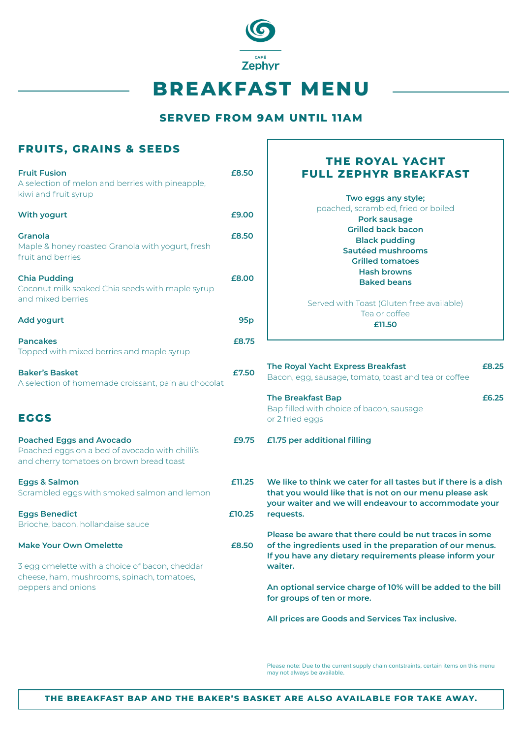CAFÉ
Zephyr

# BREAKFAST MENU

## SERVED FROM 9AM UNTIL 11AM

## FRUITS, GRAINS & SEEDS

**Fruit Fusion** **£8.50**
A selection of melon and berries with pineapple, kiwi and fruit syrup

**With yogurt** **£9.00**

**Granola** **£8.50**
Maple & honey roasted Granola with yogurt, fresh fruit and berries

**Chia Pudding** **£8.00**
Coconut milk soaked Chia seeds with maple syrup and mixed berries

**Add yogurt** **95p**

**Pancakes** **£8.75**
Topped with mixed berries and maple syrup

**Baker's Basket** **£7.50**
A selection of homemade croissant, pain au chocolat

## EGGS

**Poached Eggs and Avocado** **£9.75**
Poached eggs on a bed of avocado with chilli's and cherry tomatoes on brown bread toast

**Eggs & Salmon** **£11.25**
Scrambled eggs with smoked salmon and lemon

**Eggs Benedict** **£10.25**
Brioche, bacon, hollandaise sauce

**Make Your Own Omelette** **£8.50**

3 egg omelette with a choice of bacon, cheddar cheese, ham, mushrooms, spinach, tomatoes, peppers and onions

## THE ROYAL YACHT FULL ZEPHYR BREAKFAST

**Two eggs any style;**
poached, scrambled, fried or boiled
**Pork sausage**
**Grilled back bacon**
**Black pudding**
**Sautéed mushrooms**
**Grilled tomatoes**
**Hash browns**
**Baked beans**

Served with Toast (Gluten free available)
Tea or coffee
**£11.50**

**The Royal Yacht Express Breakfast** **£8.25**
Bacon, egg, sausage, tomato, toast and tea or coffee

**The Breakfast Bap** **£6.25**
Bap filled with choice of bacon, sausage or 2 fried eggs

**£1.75 per additional filling**

**We like to think we cater for all tastes but if there is a dish that you would like that is not on our menu please ask your waiter and we will endeavour to accommodate your requests.**

**Please be aware that there could be nut traces in some of the ingredients used in the preparation of our menus. If you have any dietary requirements please inform your waiter.**

**An optional service charge of 10% will be added to the bill for groups of ten or more.**

**All prices are Goods and Services Tax inclusive.**

Please note: Due to the current supply chain contstraints, certain items on this menu may not always be available.

**THE BREAKFAST BAP AND THE BAKER'S BASKET ARE ALSO AVAILABLE FOR TAKE AWAY.**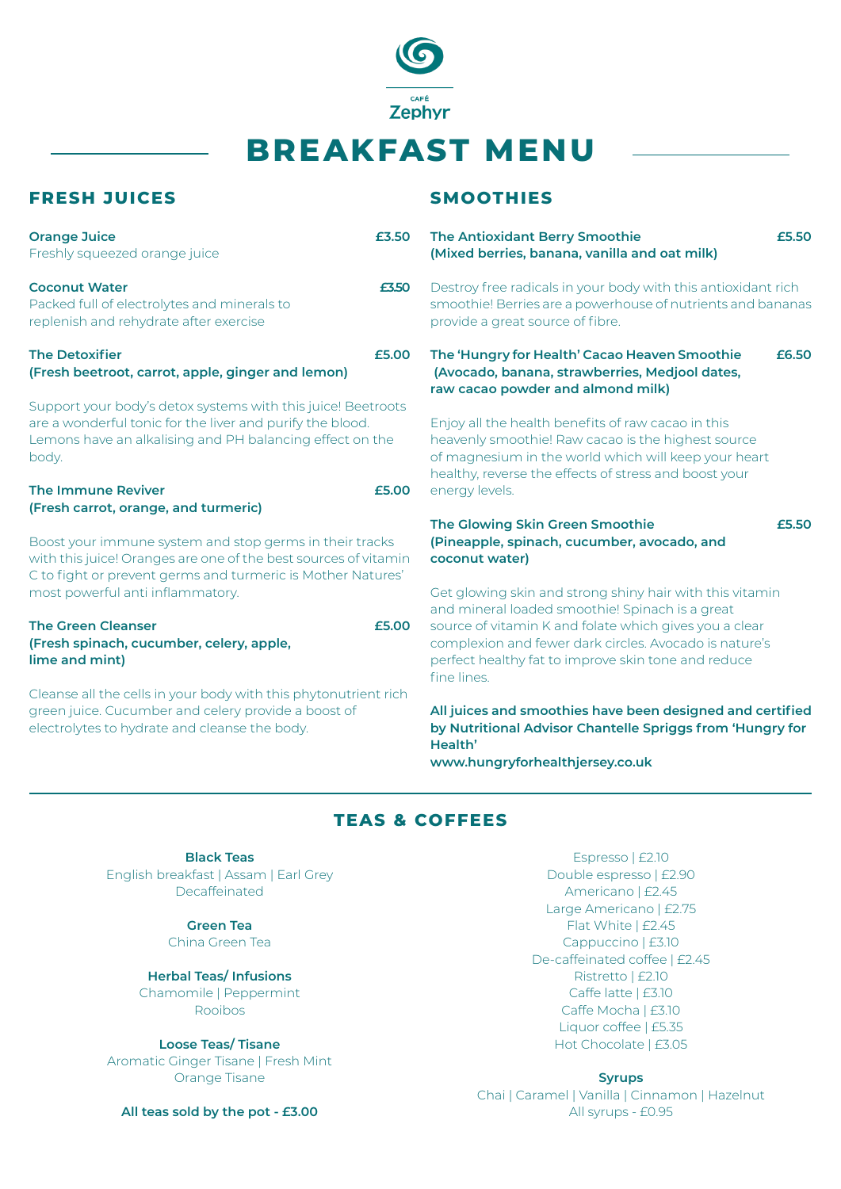CAFÉ

Zephyr

# BREAKFAST MENU

## FRESH JUICES

**Orange Juice** **£3.50**
Freshly squeezed orange juice

**Coconut Water** **£3.50**
Packed full of electrolytes and minerals to replenish and rehydrate after exercise

**The Detoxifier** **£5.00**
**(Fresh beetroot, carrot, apple, ginger and lemon)**

Support your body's detox systems with this juice! Beetroots are a wonderful tonic for the liver and purify the blood. Lemons have an alkalising and PH balancing effect on the body.

**The Immune Reviver** **£5.00**
**(Fresh carrot, orange, and turmeric)**

Boost your immune system and stop germs in their tracks with this juice! Oranges are one of the best sources of vitamin C to fight or prevent germs and turmeric is Mother Natures' most powerful anti inflammatory.

**The Green Cleanser** **£5.00**
**(Fresh spinach, cucumber, celery, apple, lime and mint)**

Cleanse all the cells in your body with this phytonutrient rich green juice. Cucumber and celery provide a boost of electrolytes to hydrate and cleanse the body.

## SMOOTHIES

**The Antioxidant Berry Smoothie** **£5.50**
**(Mixed berries, banana, vanilla and oat milk)**

Destroy free radicals in your body with this antioxidant rich smoothie! Berries are a powerhouse of nutrients and bananas provide a great source of fibre.

**The 'Hungry for Health' Cacao Heaven Smoothie** **£6.50**
**(Avocado, banana, strawberries, Medjool dates, raw cacao powder and almond milk)**

Enjoy all the health benefits of raw cacao in this heavenly smoothie! Raw cacao is the highest source of magnesium in the world which will keep your heart healthy, reverse the effects of stress and boost your energy levels.

**The Glowing Skin Green Smoothie** **£5.50**
**(Pineapple, spinach, cucumber, avocado, and coconut water)**

Get glowing skin and strong shiny hair with this vitamin and mineral loaded smoothie! Spinach is a great source of vitamin K and folate which gives you a clear complexion and fewer dark circles. Avocado is nature's perfect healthy fat to improve skin tone and reduce fine lines.

**All juices and smoothies have been designed and certified by Nutritional Advisor Chantelle Spriggs from 'Hungry for Health'**
**www.hungryforhealthjersey.co.uk**

## TEAS & COFFEES

**Black Teas**
English breakfast | Assam | Earl Grey
Decaffeinated

**Green Tea**
China Green Tea

**Herbal Teas/ Infusions**
Chamomile | Peppermint
Rooibos

**Loose Teas/ Tisane**
Aromatic Ginger Tisane | Fresh Mint
Orange Tisane

**All teas sold by the pot - £3.00**

Espresso | £2.10
Double espresso | £2.90
Americano | £2.45
Large Americano | £2.75
Flat White | £2.45
Cappuccino | £3.10
De-caffeinated coffee | £2.45
Ristretto | £2.10
Caffe latte | £3.10
Caffe Mocha | £3.10
Liquor coffee | £5.35
Hot Chocolate | £3.05

**Syrups**
Chai | Caramel | Vanilla | Cinnamon | Hazelnut
All syrups - £0.95